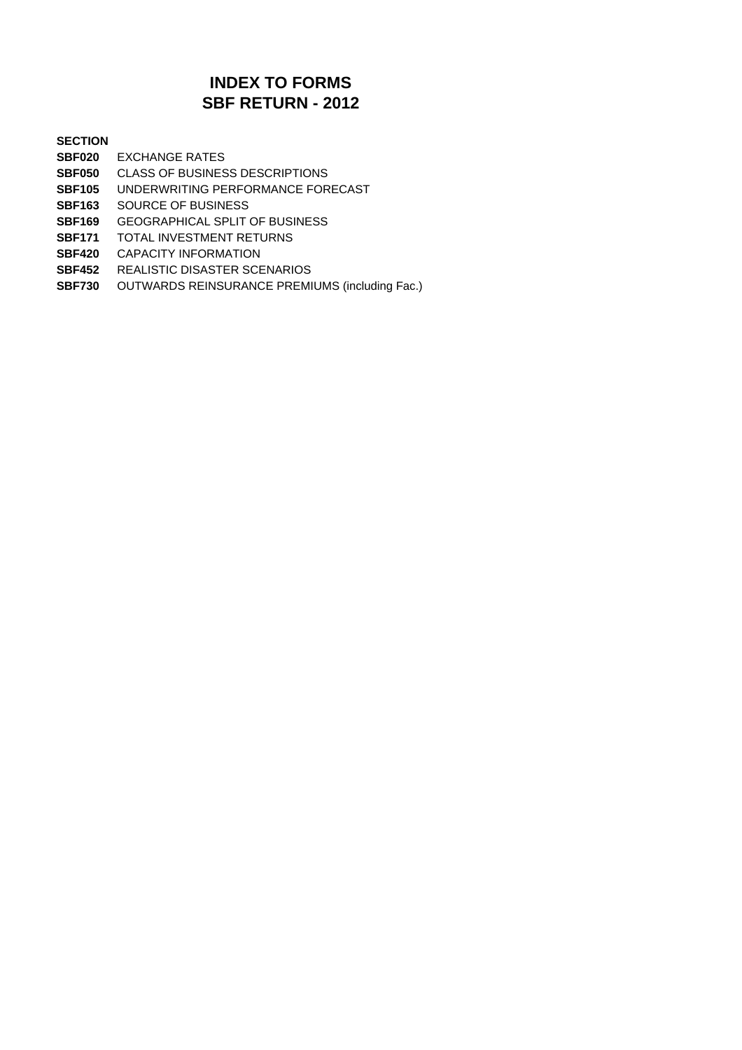# INDEX TO FORMS
# SBF RETURN - 2012

| **SECTION** | |
|---|---|
| **SBF020** | EXCHANGE RATES |
| **SBF050** | CLASS OF BUSINESS DESCRIPTIONS |
| **SBF105** | UNDERWRITING PERFORMANCE FORECAST |
| **SBF163** | SOURCE OF BUSINESS |
| **SBF169** | GEOGRAPHICAL SPLIT OF BUSINESS |
| **SBF171** | TOTAL INVESTMENT RETURNS |
| **SBF420** | CAPACITY INFORMATION |
| **SBF452** | REALISTIC DISASTER SCENARIOS |
| **SBF730** | OUTWARDS REINSURANCE PREMIUMS (including Fac.) |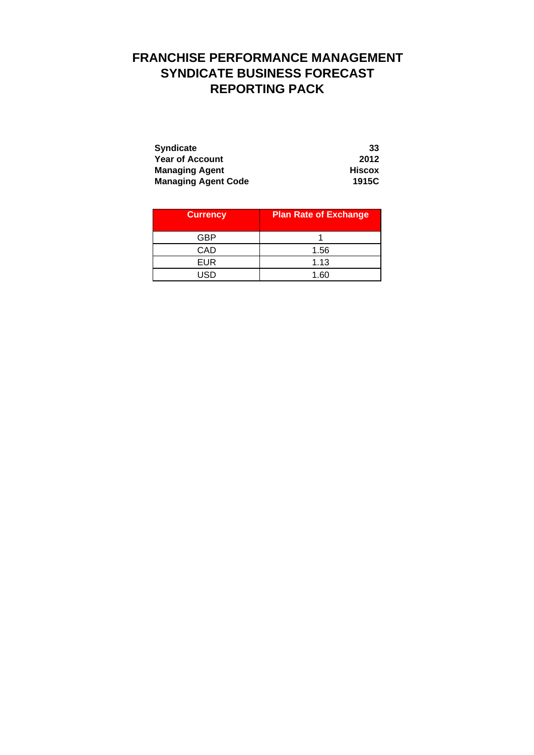# FRANCHISE PERFORMANCE MANAGEMENT
# SYNDICATE BUSINESS FORECAST
# REPORTING PACK

| | |
|---|---|
| **Syndicate** | **33** |
| **Year of Account** | **2012** |
| **Managing Agent** | **Hiscox** |
| **Managing Agent Code** | **1915C** |

| Currency | Plan Rate of Exchange |
|---|---|
| GBP | 1 |
| CAD | 1.56 |
| EUR | 1.13 |
| USD | 1.60 |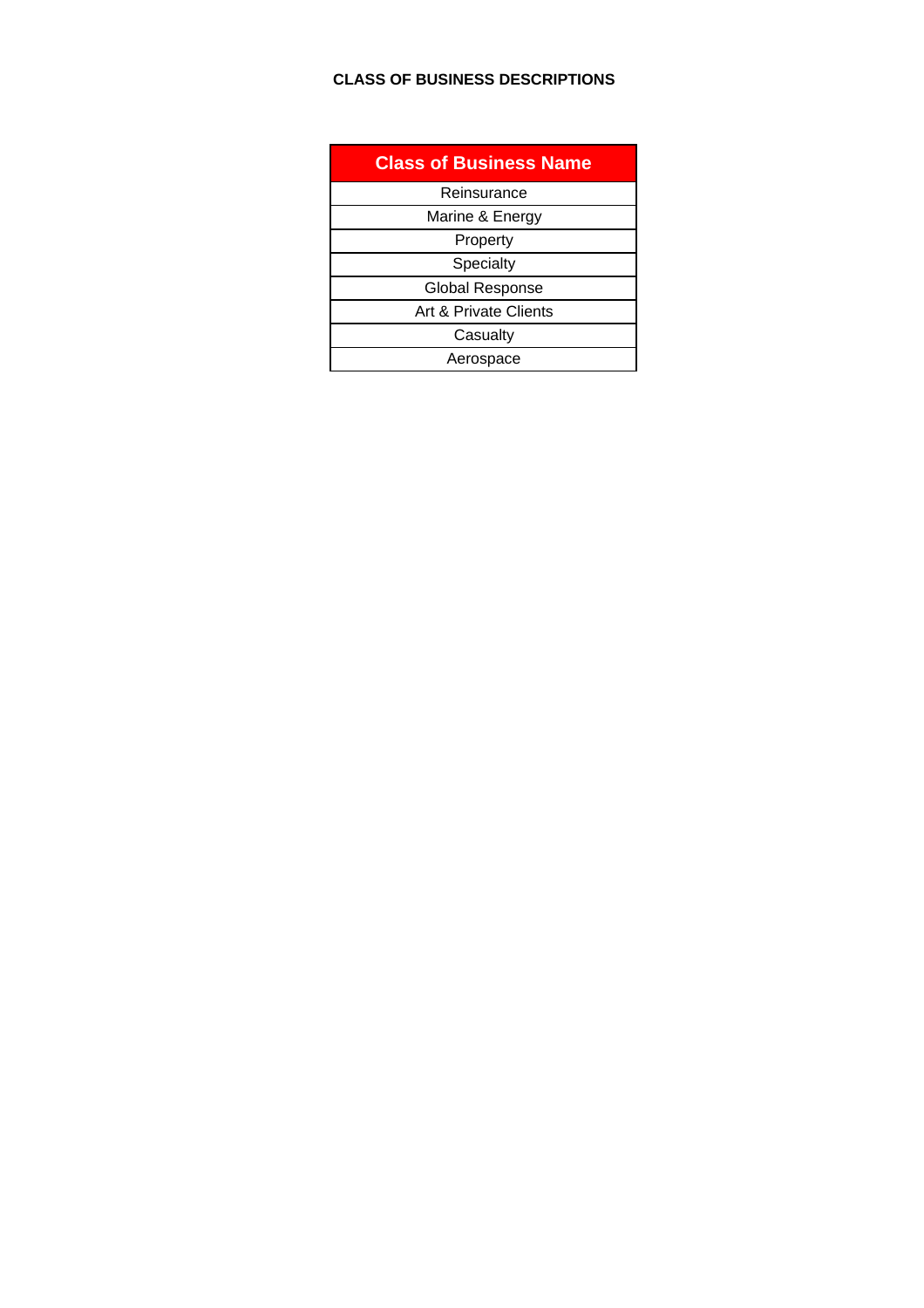**CLASS OF BUSINESS DESCRIPTIONS**

| Class of Business Name |
| --- |
| Reinsurance |
| Marine & Energy |
| Property |
| Specialty |
| Global Response |
| Art & Private Clients |
| Casualty |
| Aerospace |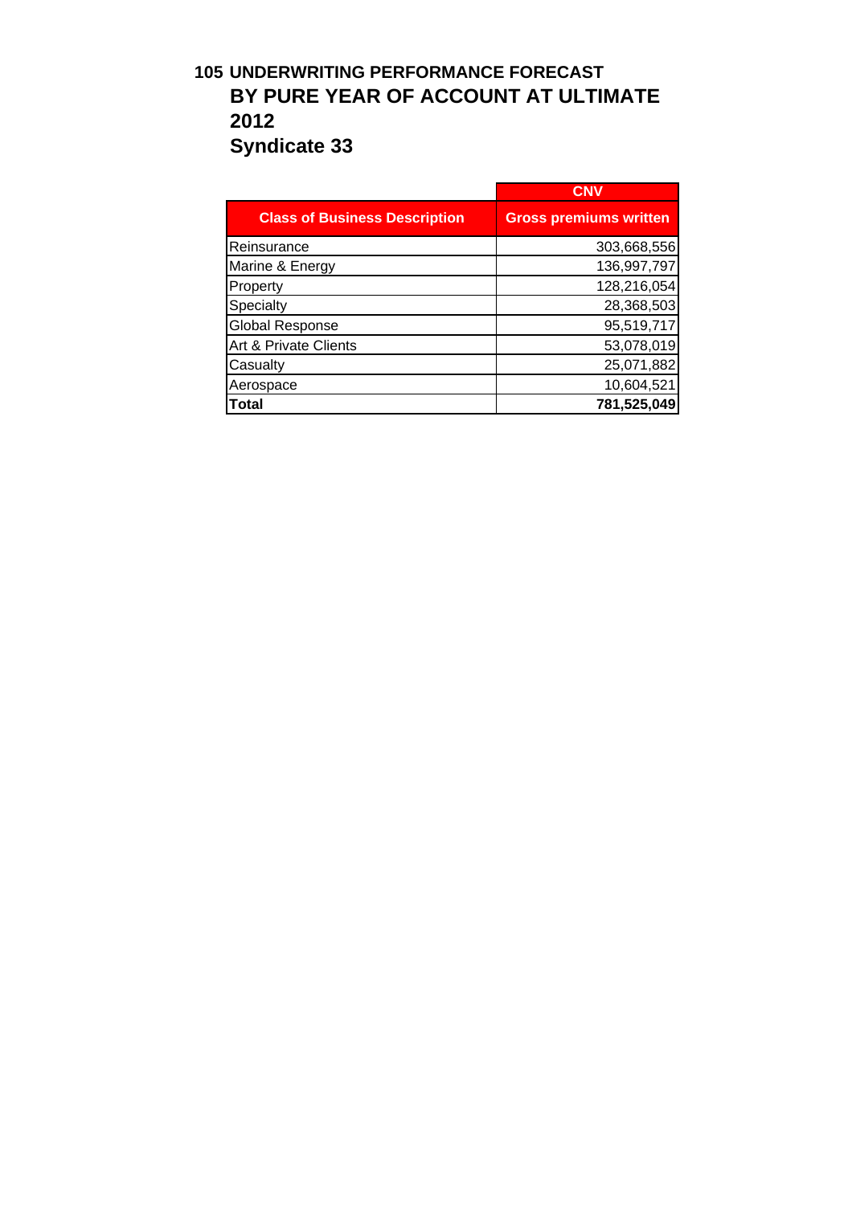# 105 UNDERWRITING PERFORMANCE FORECAST
## BY PURE YEAR OF ACCOUNT AT ULTIMATE
## 2012
## Syndicate 33

| | CNV |
|---|---|
| **Class of Business Description** | **Gross premiums written** |
| Reinsurance | 303,668,556 |
| Marine & Energy | 136,997,797 |
| Property | 128,216,054 |
| Specialty | 28,368,503 |
| Global Response | 95,519,717 |
| Art & Private Clients | 53,078,019 |
| Casualty | 25,071,882 |
| Aerospace | 10,604,521 |
| **Total** | **781,525,049** |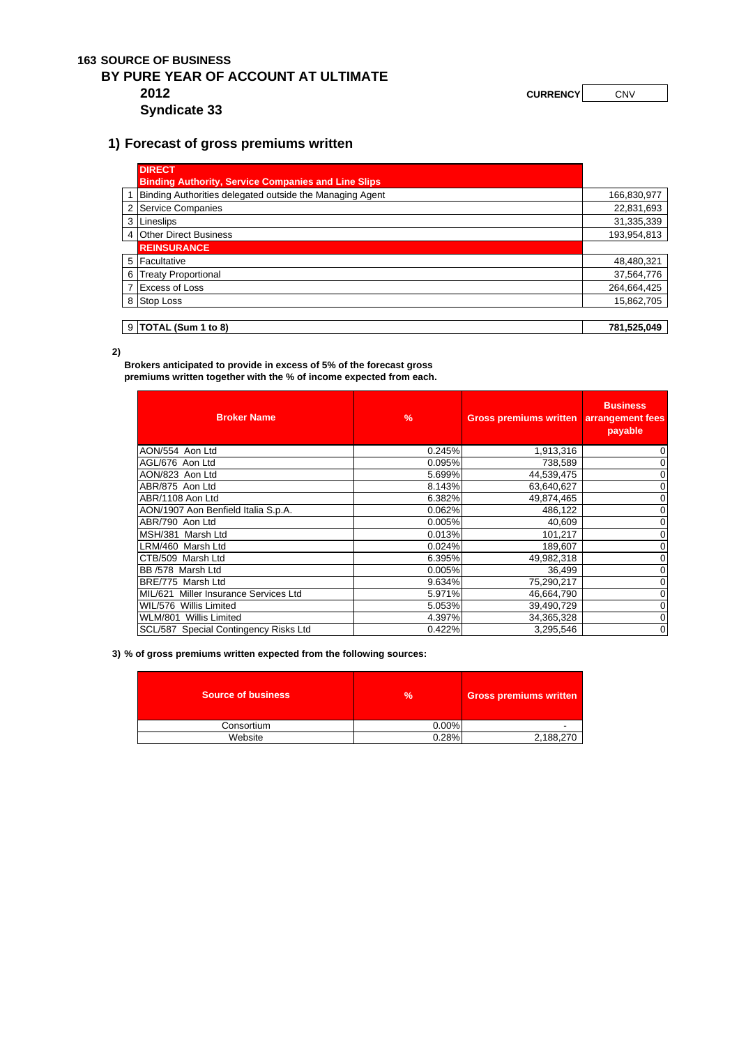# 163 SOURCE OF BUSINESS

## BY PURE YEAR OF ACCOUNT AT ULTIMATE

**2012**

**Syndicate 33**

**CURRENCY** CNV

### 1) Forecast of gross premiums written

| | | |
|---|---|---|
| | **DIRECT** **Binding Authority, Service Companies and Line Slips** | |
| 1 | Binding Authorities delegated outside the Managing Agent | 166,830,977 |
| 2 | Service Companies | 22,831,693 |
| 3 | Lineslips | 31,335,339 |
| 4 | Other Direct Business | 193,954,813 |
| | **REINSURANCE** | |
| 5 | Facultative | 48,480,321 |
| 6 | Treaty Proportional | 37,564,776 |
| 7 | Excess of Loss | 264,664,425 |
| 8 | Stop Loss | 15,862,705 |
| 9 | **TOTAL (Sum 1 to 8)** | **781,525,049** |

**2)**

**Brokers anticipated to provide in excess of 5% of the forecast gross premiums written together with the % of income expected from each.**

| Broker Name | % | Gross premiums written | Business arrangement fees payable |
|---|---|---|---|
| AON/554 Aon Ltd | 0.245% | 1,913,316 | 0 |
| AGL/676 Aon Ltd | 0.095% | 738,589 | 0 |
| AON/823 Aon Ltd | 5.699% | 44,539,475 | 0 |
| ABR/875 Aon Ltd | 8.143% | 63,640,627 | 0 |
| ABR/1108 Aon Ltd | 6.382% | 49,874,465 | 0 |
| AON/1907 Aon Benfield Italia S.p.A. | 0.062% | 486,122 | 0 |
| ABR/790 Aon Ltd | 0.005% | 40,609 | 0 |
| MSH/381 Marsh Ltd | 0.013% | 101,217 | 0 |
| LRM/460 Marsh Ltd | 0.024% | 189,607 | 0 |
| CTB/509 Marsh Ltd | 6.395% | 49,982,318 | 0 |
| BB /578 Marsh Ltd | 0.005% | 36,499 | 0 |
| BRE/775 Marsh Ltd | 9.634% | 75,290,217 | 0 |
| MIL/621 Miller Insurance Services Ltd | 5.971% | 46,664,790 | 0 |
| WIL/576 Willis Limited | 5.053% | 39,490,729 | 0 |
| WLM/801 Willis Limited | 4.397% | 34,365,328 | 0 |
| SCL/587 Special Contingency Risks Ltd | 0.422% | 3,295,546 | 0 |

**3) % of gross premiums written expected from the following sources:**

| Source of business | % | Gross premiums written |
|---|---|---|
| Consortium | 0.00% | - |
| Website | 0.28% | 2,188,270 |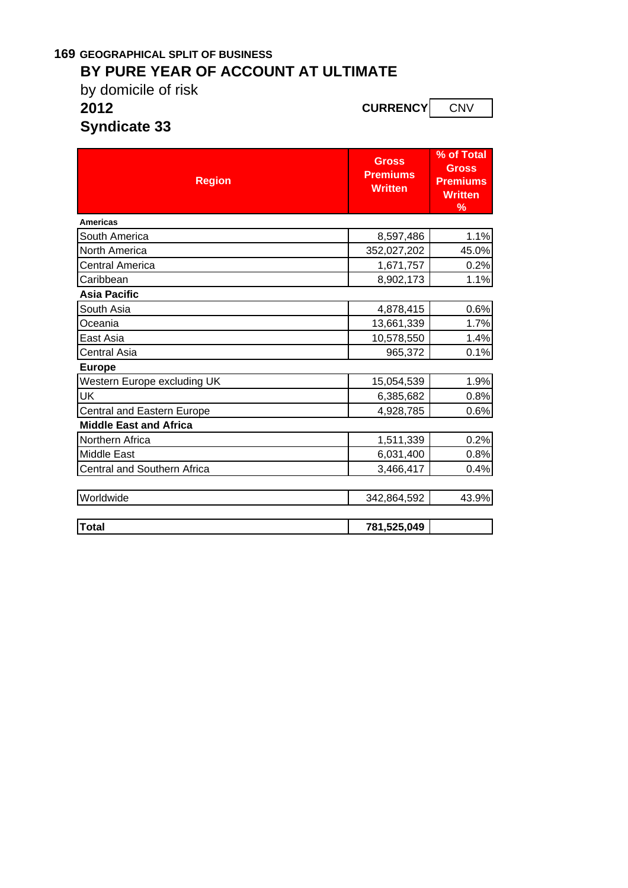**169** GEOGRAPHICAL SPLIT OF BUSINESS

## BY PURE YEAR OF ACCOUNT AT ULTIMATE

by domicile of risk

**2012**

**CURRENCY** CNV

**Syndicate 33**

| Region | Gross Premiums Written | % of Total Gross Premiums Written % |
|---|---|---|
| **Americas** | | |
| South America | 8,597,486 | 1.1% |
| North America | 352,027,202 | 45.0% |
| Central America | 1,671,757 | 0.2% |
| Caribbean | 8,902,173 | 1.1% |
| **Asia Pacific** | | |
| South Asia | 4,878,415 | 0.6% |
| Oceania | 13,661,339 | 1.7% |
| East Asia | 10,578,550 | 1.4% |
| Central Asia | 965,372 | 0.1% |
| **Europe** | | |
| Western Europe excluding UK | 15,054,539 | 1.9% |
| UK | 6,385,682 | 0.8% |
| Central and Eastern Europe | 4,928,785 | 0.6% |
| **Middle East and Africa** | | |
| Northern Africa | 1,511,339 | 0.2% |
| Middle East | 6,031,400 | 0.8% |
| Central and Southern Africa | 3,466,417 | 0.4% |
| Worldwide | 342,864,592 | 43.9% |
| **Total** | **781,525,049** | |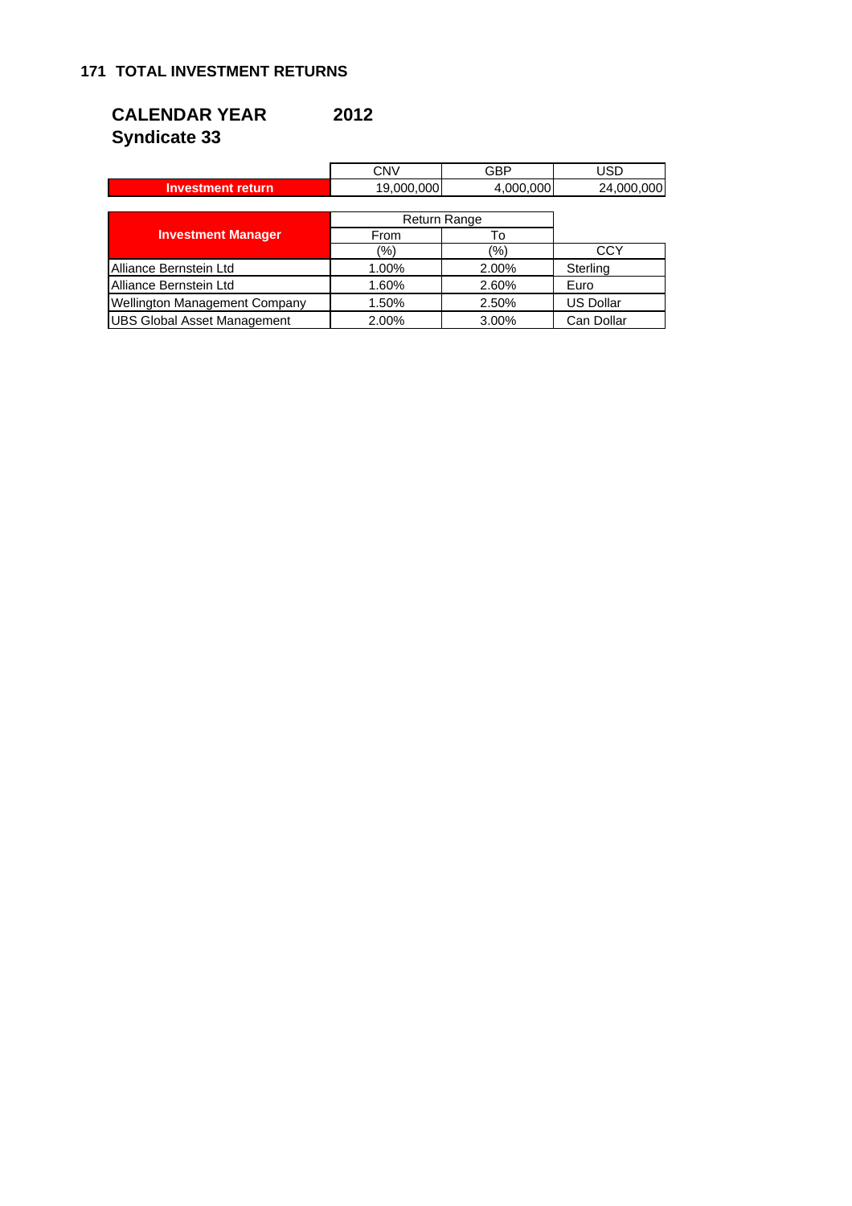## 171 TOTAL INVESTMENT RETURNS

### CALENDAR YEAR 2012
### Syndicate 33

| | CNV | GBP | USD |
|---|---|---|---|
| **Investment return** | 19,000,000 | 4,000,000 | 24,000,000 |

| **Investment Manager** | Return Range | | |
|---|---|---|---|
| | From | To | |
| | (%) | (%) | CCY |
| Alliance Bernstein Ltd | 1.00% | 2.00% | Sterling |
| Alliance Bernstein Ltd | 1.60% | 2.60% | Euro |
| Wellington Management Company | 1.50% | 2.50% | US Dollar |
| UBS Global Asset Management | 2.00% | 3.00% | Can Dollar |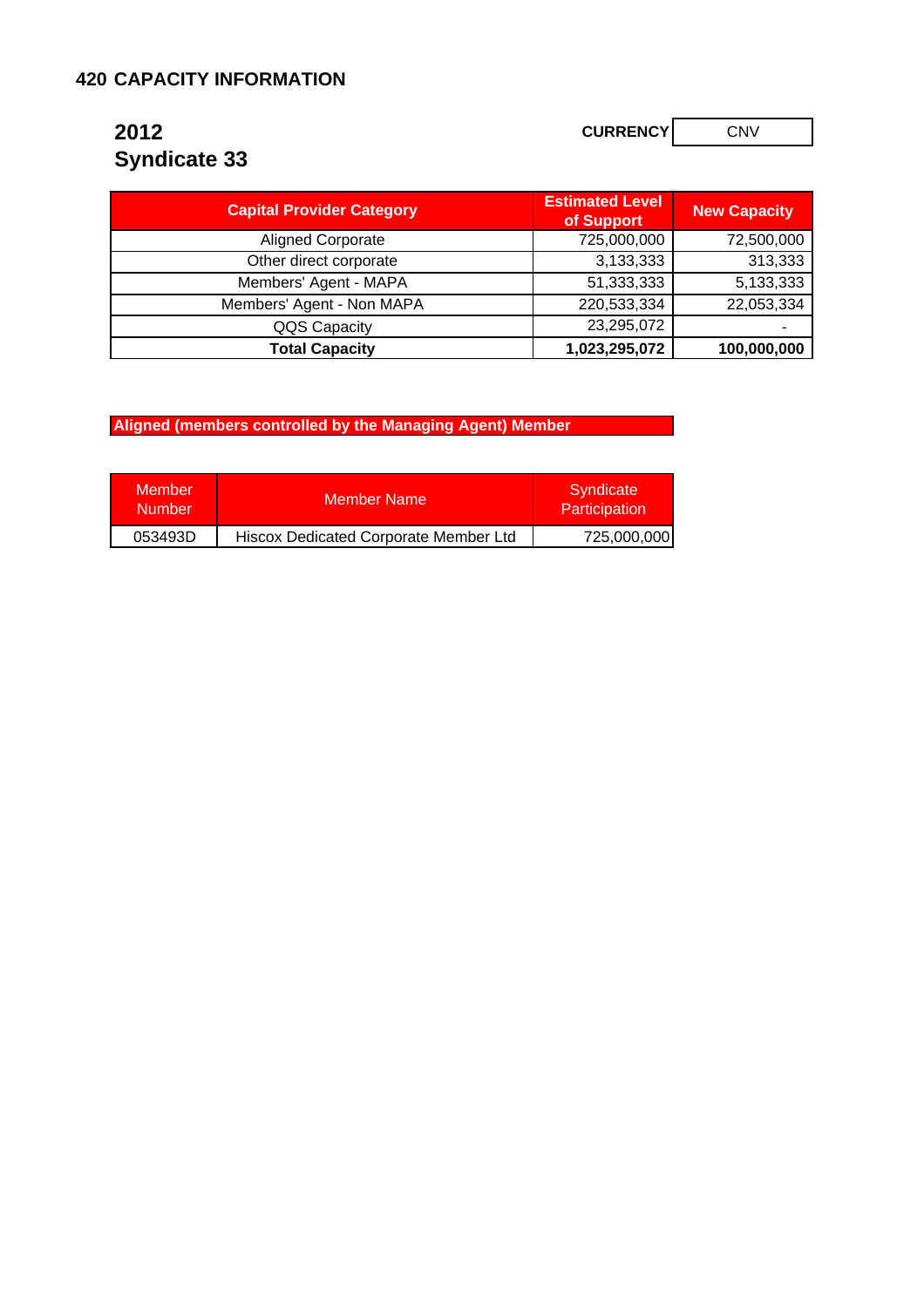# 420 CAPACITY INFORMATION

## 2012
## Syndicate 33

**CURRENCY** CNV

| Capital Provider Category | Estimated Level of Support | New Capacity |
|---|---|---|
| Aligned Corporate | 725,000,000 | 72,500,000 |
| Other direct corporate | 3,133,333 | 313,333 |
| Members' Agent - MAPA | 51,333,333 | 5,133,333 |
| Members' Agent - Non MAPA | 220,533,334 | 22,053,334 |
| QQS Capacity | 23,295,072 | - |
| **Total Capacity** | **1,023,295,072** | **100,000,000** |

**Aligned (members controlled by the Managing Agent) Member**

| Member Number | Member Name | Syndicate Participation |
|---|---|---|
| 053493D | Hiscox Dedicated Corporate Member Ltd | 725,000,000 |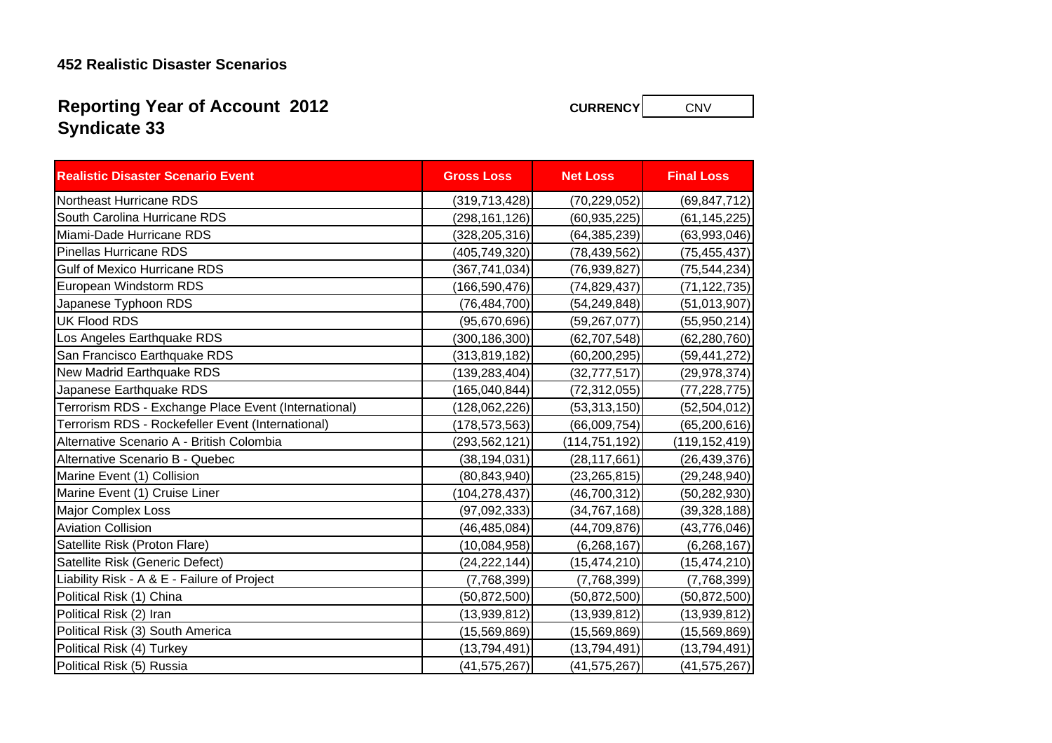## 452 Realistic Disaster Scenarios

# Reporting Year of Account 2012
# Syndicate 33

**CURRENCY** CNV

| Realistic Disaster Scenario Event | Gross Loss | Net Loss | Final Loss |
|---|---|---|---|
| Northeast Hurricane RDS | (319,713,428) | (70,229,052) | (69,847,712) |
| South Carolina Hurricane RDS | (298,161,126) | (60,935,225) | (61,145,225) |
| Miami-Dade Hurricane RDS | (328,205,316) | (64,385,239) | (63,993,046) |
| Pinellas Hurricane RDS | (405,749,320) | (78,439,562) | (75,455,437) |
| Gulf of Mexico Hurricane RDS | (367,741,034) | (76,939,827) | (75,544,234) |
| European Windstorm RDS | (166,590,476) | (74,829,437) | (71,122,735) |
| Japanese Typhoon RDS | (76,484,700) | (54,249,848) | (51,013,907) |
| UK Flood RDS | (95,670,696) | (59,267,077) | (55,950,214) |
| Los Angeles Earthquake RDS | (300,186,300) | (62,707,548) | (62,280,760) |
| San Francisco Earthquake RDS | (313,819,182) | (60,200,295) | (59,441,272) |
| New Madrid Earthquake RDS | (139,283,404) | (32,777,517) | (29,978,374) |
| Japanese Earthquake RDS | (165,040,844) | (72,312,055) | (77,228,775) |
| Terrorism RDS - Exchange Place Event (International) | (128,062,226) | (53,313,150) | (52,504,012) |
| Terrorism RDS - Rockefeller Event (International) | (178,573,563) | (66,009,754) | (65,200,616) |
| Alternative Scenario A - British Colombia | (293,562,121) | (114,751,192) | (119,152,419) |
| Alternative Scenario B - Quebec | (38,194,031) | (28,117,661) | (26,439,376) |
| Marine Event (1) Collision | (80,843,940) | (23,265,815) | (29,248,940) |
| Marine Event (1) Cruise Liner | (104,278,437) | (46,700,312) | (50,282,930) |
| Major Complex Loss | (97,092,333) | (34,767,168) | (39,328,188) |
| Aviation Collision | (46,485,084) | (44,709,876) | (43,776,046) |
| Satellite Risk (Proton Flare) | (10,084,958) | (6,268,167) | (6,268,167) |
| Satellite Risk (Generic Defect) | (24,222,144) | (15,474,210) | (15,474,210) |
| Liability Risk - A & E - Failure of Project | (7,768,399) | (7,768,399) | (7,768,399) |
| Political Risk (1) China | (50,872,500) | (50,872,500) | (50,872,500) |
| Political Risk (2) Iran | (13,939,812) | (13,939,812) | (13,939,812) |
| Political Risk (3) South America | (15,569,869) | (15,569,869) | (15,569,869) |
| Political Risk (4) Turkey | (13,794,491) | (13,794,491) | (13,794,491) |
| Political Risk (5) Russia | (41,575,267) | (41,575,267) | (41,575,267) |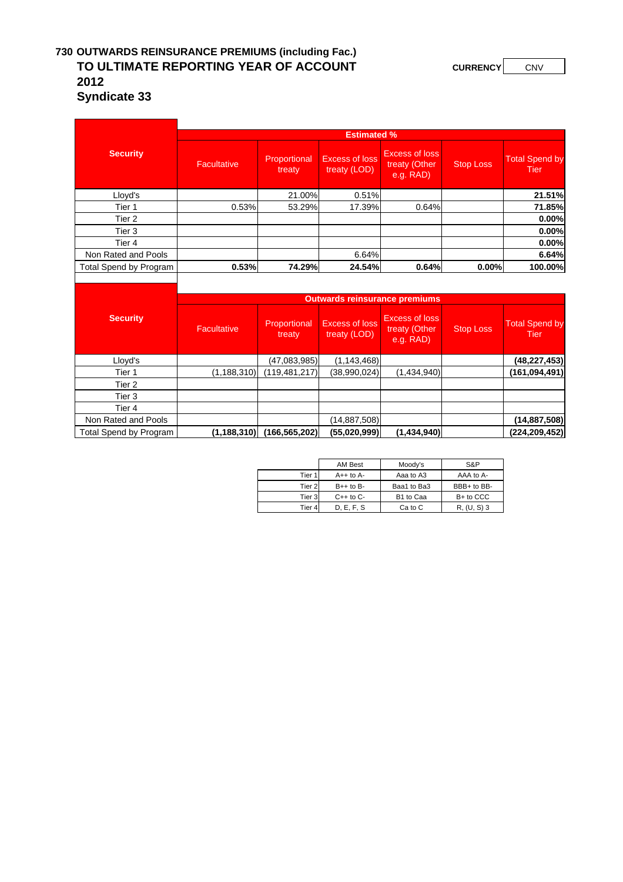# 730 OUTWARDS REINSURANCE PREMIUMS (including Fac.)

## TO ULTIMATE REPORTING YEAR OF ACCOUNT 2012

## Syndicate 33

CURRENCY CNV

| Security | Estimated % | | | | | |
|---|---|---|---|---|---|---|
| | Facultative | Proportional treaty | Excess of loss treaty (LOD) | Excess of loss treaty (Other e.g. RAD) | Stop Loss | Total Spend by Tier |
| Lloyd's | | 21.00% | 0.51% | | | **21.51%** |
| Tier 1 | 0.53% | 53.29% | 17.39% | 0.64% | | **71.85%** |
| Tier 2 | | | | | | **0.00%** |
| Tier 3 | | | | | | **0.00%** |
| Tier 4 | | | | | | **0.00%** |
| Non Rated and Pools | | | 6.64% | | | **6.64%** |
| Total Spend by Program | **0.53%** | **74.29%** | **24.54%** | **0.64%** | **0.00%** | **100.00%** |

| Security | Outwards reinsurance premiums | | | | | |
|---|---|---|---|---|---|---|
| | Facultative | Proportional treaty | Excess of loss treaty (LOD) | Excess of loss treaty (Other e.g. RAD) | Stop Loss | Total Spend by Tier |
| Lloyd's | | (47,083,985) | (1,143,468) | | | **(48,227,453)** |
| Tier 1 | (1,188,310) | (119,481,217) | (38,990,024) | (1,434,940) | | **(161,094,491)** |
| Tier 2 | | | | | | |
| Tier 3 | | | | | | |
| Tier 4 | | | | | | |
| Non Rated and Pools | | | (14,887,508) | | | **(14,887,508)** |
| Total Spend by Program | **(1,188,310)** | **(166,565,202)** | **(55,020,999)** | **(1,434,940)** | | **(224,209,452)** |

| | AM Best | Moody's | S&P |
|---|---|---|---|
| Tier 1 | A++ to A- | Aaa to A3 | AAA to A- |
| Tier 2 | B++ to B- | Baa1 to Ba3 | BBB+ to BB- |
| Tier 3 | C++ to C- | B1 to Caa | B+ to CCC |
| Tier 4 | D, E, F, S | Ca to C | R, (U, S) 3 |